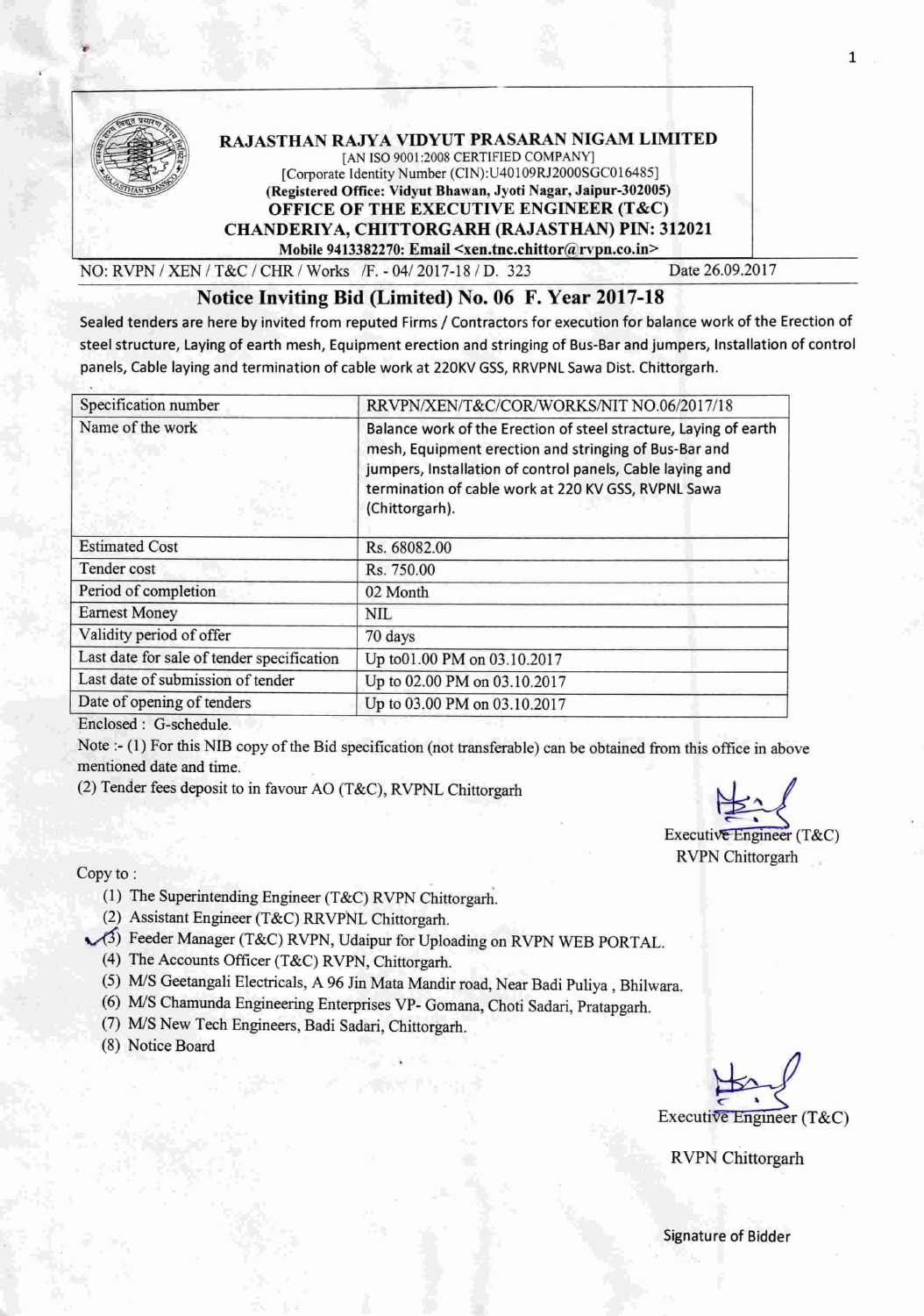**RAJASTHAN RAJYA VIDYUT PRASARAN NIGAM LIMITED**
[AN ISO 9001:2008 CERTIFIED COMPANY]
[Corporate Identity Number (CIN):U40109RJ2000SGC016485]
**(Registered Office: Vidyut Bhawan, Jyoti Nagar, Jaipur-302005)**
**OFFICE OF THE EXECUTIVE ENGINEER (T&C)**
**CHANDERIYA, CHITTORGARH (RAJASTHAN) PIN: 312021**
**Mobile 9413382270: Email <xen.tnc.chittor@rvpn.co.in>**

NO: RVPN / XEN / T&C / CHR / Works /F. - 04/ 2017-18 / D. 323 Date 26.09.2017

## Notice Inviting Bid (Limited) No. 06 F. Year 2017-18

Sealed tenders are here by invited from reputed Firms / Contractors for execution for balance work of the Erection of steel structure, Laying of earth mesh, Equipment erection and stringing of Bus-Bar and jumpers, Installation of control panels, Cable laying and termination of cable work at 220KV GSS, RRVPNL Sawa Dist. Chittorgarh.

| Specification number | RRVPN/XEN/T&C/COR/WORKS/NIT NO.06/2017/18 |
|---|---|
| Name of the work | Balance work of the Erection of steel structure, Laying of earth mesh, Equipment erection and stringing of Bus-Bar and jumpers, Installation of control panels, Cable laying and termination of cable work at 220 KV GSS, RVPNL Sawa (Chittorgarh). |
| Estimated Cost | Rs. 68082.00 |
| Tender cost | Rs. 750.00 |
| Period of completion | 02 Month |
| Earnest Money | NIL |
| Validity period of offer | 70 days |
| Last date for sale of tender specification | Up to01.00 PM on 03.10.2017 |
| Last date of submission of tender | Up to 02.00 PM on 03.10.2017 |
| Date of opening of tenders | Up to 03.00 PM on 03.10.2017 |

Enclosed : G-schedule.

Note :- (1) For this NIB copy of the Bid specification (not transferable) can be obtained from this office in above mentioned date and time.

(2) Tender fees deposit to in favour AO (T&C), RVPNL Chittorgarh

Executive Engineer (T&C)
RVPN Chittorgarh

Copy to :

1. The Superintending Engineer (T&C) RVPN Chittorgarh.
2. Assistant Engineer (T&C) RRVPNL Chittorgarh.
3. Feeder Manager (T&C) RVPN, Udaipur for Uploading on RVPN WEB PORTAL.
4. The Accounts Officer (T&C) RVPN, Chittorgarh.
5. M/S Geetangali Electricals, A 96 Jin Mata Mandir road, Near Badi Puliya , Bhilwara.
6. M/S Chamunda Engineering Enterprises VP- Gomana, Choti Sadari, Pratapgarh.
7. M/S New Tech Engineers, Badi Sadari, Chittorgarh.
8. Notice Board

Executive Engineer (T&C)

RVPN Chittorgarh

Signature of Bidder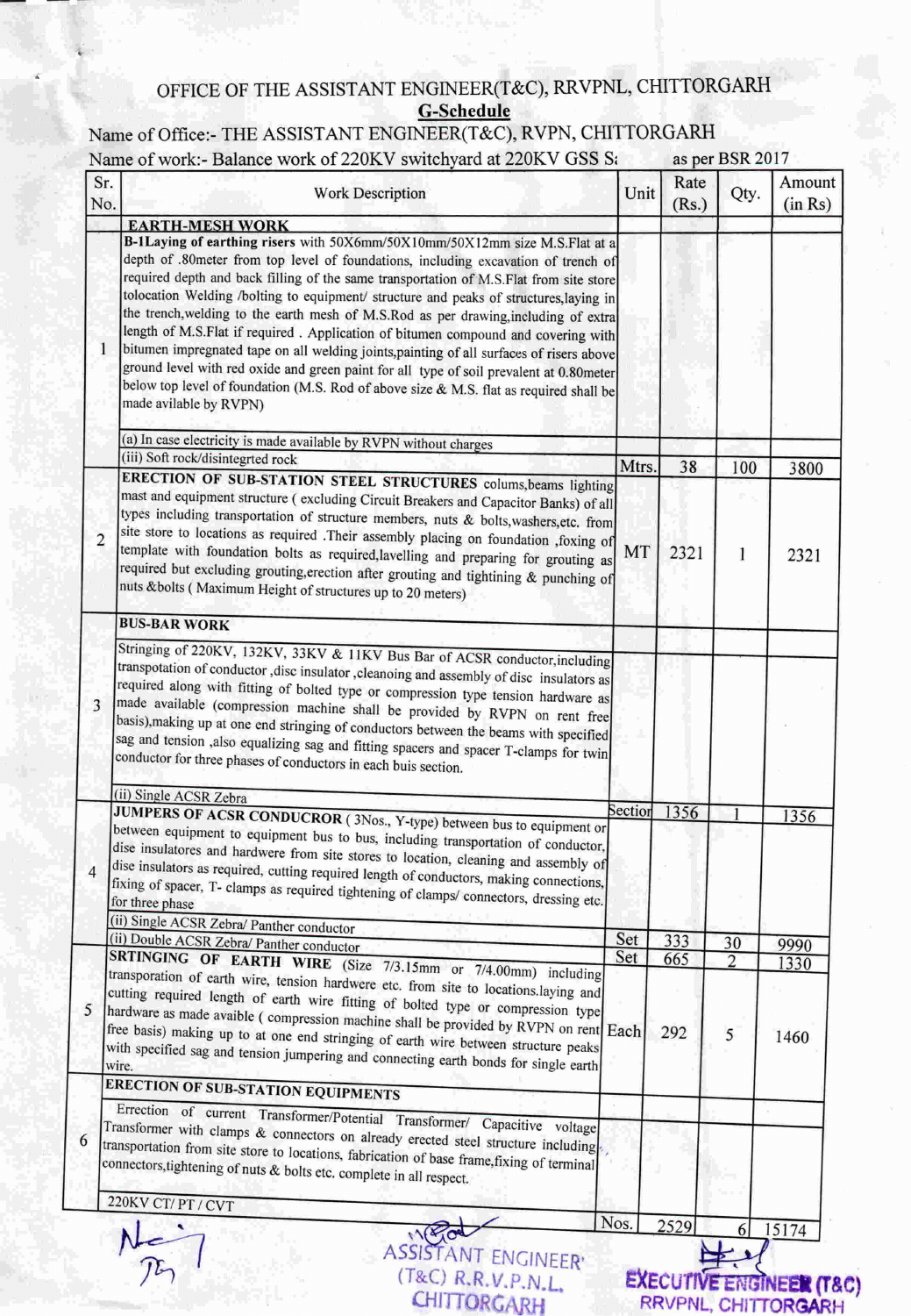OFFICE OF THE ASSISTANT ENGINEER(T&C), RRVPNL, CHITTORGARH

**G-Schedule**

Name of Office:- THE ASSISTANT ENGINEER(T&C), RVPN, CHITTORGARH

Name of work:- Balance work of 220KV switchyard at 220KV GSS S: as per BSR 2017

| Sr. No. | Work Description | Unit | Rate (Rs.) | Qty. | Amount (in Rs) |
|---|---|---|---|---|---|
| | **EARTH-MESH WORK** | | | | |
| 1 | **B-1Laying of earthing risers** with 50X6mm/50X10mm/50X12mm size M.S.Flat at a depth of .80meter from top level of foundations, including excavation of trench of required depth and back filling of the same transportation of M.S.Flat from site store tolocation Welding /bolting to equipment/ structure and peaks of structures,laying in the trench,welding to the earth mesh of M.S.Rod as per drawing,including of extra length of M.S.Flat if required . Application of bitumen compound and covering with bitumen impregnated tape on all welding joints,painting of all surfaces of risers above ground level with red oxide and green paint for all type of soil prevalent at 0.80meter below top level of foundation (M.S. Rod of above size & M.S. flat as required shall be made avilable by RVPN) | | | | |
| | (a) In case electricity is made available by RVPN without charges | | | | |
| | (iii) Soft rock/disintegrted rock | Mtrs. | 38 | 100 | 3800 |
| 2 | **ERECTION OF SUB-STATION STEEL STRUCTURES** colums,beams lighting mast and equipment structure ( excluding Circuit Breakers and Capacitor Banks) of all types including transportation of structure members, nuts & bolts,washers,etc. from site store to locations as required .Their assembly placing on foundation ,foxing of template with foundation bolts as required,levelling and preparing for grouting as required but excluding grouting,erection after grouting and tightining & punching of nuts &bolts ( Maximum Height of structures up to 20 meters) | MT | 2321 | 1 | 2321 |
| | **BUS-BAR WORK** | | | | |
| 3 | Stringing of 220KV, 132KV, 33KV & 11KV Bus Bar of ACSR conductor,including transpotation of conductor ,disc insulator ,cleaning and assembly of disc insulators as required along with fitting of bolted type or compression type tension hardware as made available (compression machine shall be provided by RVPN on rent free basis),making up at one end stringing of conductors between the beams with specified sag and tension ,also equalizing sag and fitting spacers and spacer T-clamps for twin conductor for three phases of conductors in each buis section. | | | | |
| | (ii) Single ACSR Zebra | Section | 1356 | 1 | 1356 |
| 4 | **JUMPERS OF ACSR CONDUCROR** ( 3Nos., Y-type) between bus to equipment or between equipment to equipment bus to bus, including transportation of conductor, disc insulatores and hardware from site stores to location, cleaning and assembly of disc insulators as required, cutting required length of conductors, making connections, fixing of spacer, T- clamps as required tightening of clamps/ connectors, dressing etc. for three phase | | | | |
| | (ii) Single ACSR Zebra/ Panther conductor | Set | 333 | 30 | 9990 |
| | (ii) Double ACSR Zebra/ Panther conductor | Set | 665 | 2 | 1330 |
| 5 | **SRTINGING OF EARTH WIRE** (Size 7/3.15mm or 7/4.00mm) including transporation of earth wire, tension hardwere etc. from site to locations.laying and cutting required length of earth wire fitting of bolted type or compression type hardware as made avaible ( compression machine shall be provided by RVPN on rent free basis) making up to at one end and stringing of earth wire between structure peaks with specified sag and tension jumpering and connecting earth bonds for single earth wire. | Each | 292 | 5 | 1460 |
| | **ERECTION OF SUB-STATION EQUIPMENTS** | | | | |
| 6 | Errection of current Transformer/Potential Transformer/ Capacitive voltage Transformer with clamps & connectors on already erected steel structure including transportation from site store to locations, fabrication of base frame,fixing of terminal connectors,tightening of nuts & bolts etc. complete in all respect. | | | | |
| | 220KV CT/ PT / CVT | Nos. | 2529 | 6 | 15174 |

ASSISTANT ENGINEER (T&C) R.R.V.P.N.L. CHITTORGARH

EXECUTIVE ENGINEER (T&C) RRVPNL, CHITTORGARH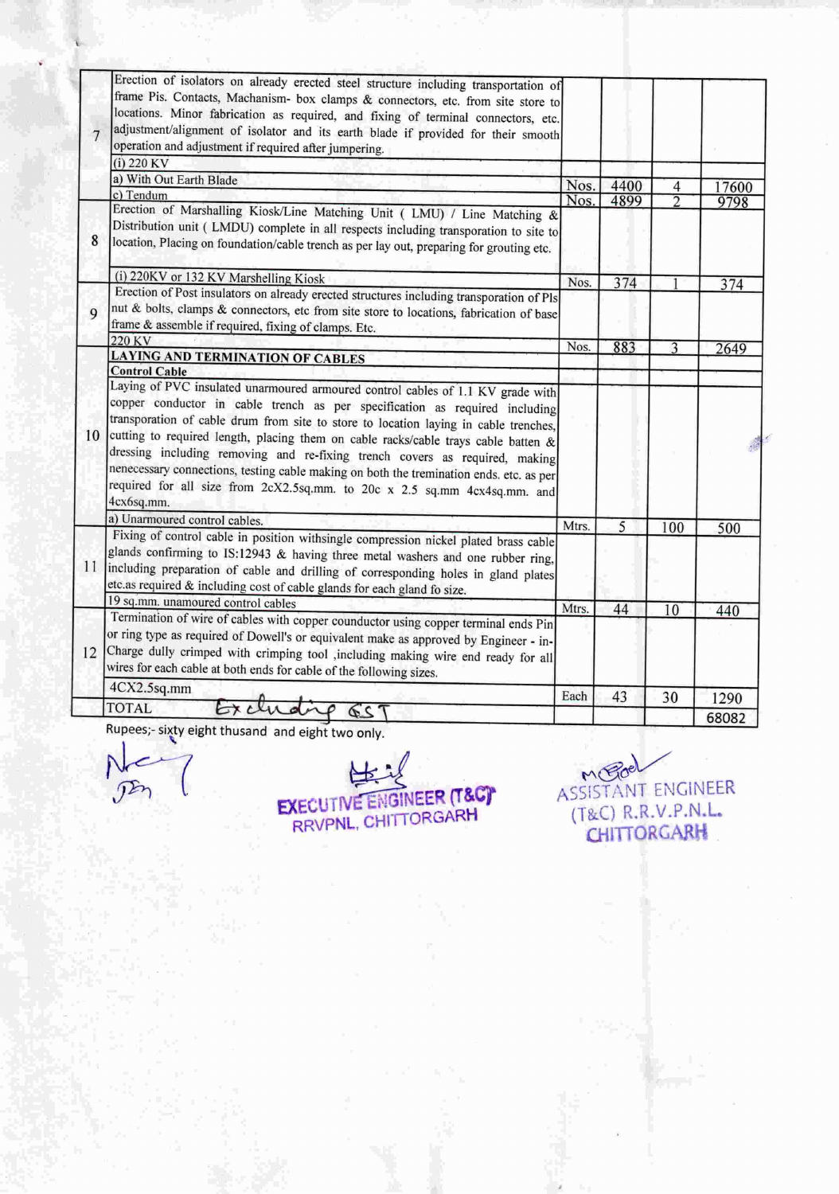| | | | | | |
|---|---|---|---|---|---|
| 7 | Erection of isolators on already erected steel structure including transportation of frame Pis. Contacts, Machanism- box clamps & connectors, etc. from site store to locations. Minor fabrication as required, and fixing of terminal connectors, etc. adjustment/alignment of isolator and its earth blade if provided for their smooth operation and adjustment if required after jumpering. | | | | |
| | (i) 220 KV | | | | |
| | a) With Out Earth Blade | Nos. | 4400 | 4 | 17600 |
| | c) Tendum | Nos. | 4899 | 2 | 9798 |
| 8 | Erection of Marshalling Kiosk/Line Matching Unit ( LMU) / Line Matching & Distribution unit ( LMDU) complete in all respects including transportation to site to location, Placing on foundation/cable trench as per lay out, preparing for grouting etc. | | | | |
| | (i) 220KV or 132 KV Marshelling Kiosk | Nos. | 374 | 1 | 374 |
| 9 | Erection of Post insulators on already erected structures including transporation of Pls nut & bolts, clamps & connectors, etc from site store to locations, fabrication of base frame & assemble if required, fixing of clamps. Etc. | | | | |
| | 220 KV | Nos. | 883 | 3 | 2649 |
| 10 | **LAYING AND TERMINATION OF CABLES** | | | | |
| | **Control Cable** | | | | |
| | Laying of PVC insulated unarmoured armoured control cables of 1.1 KV grade with copper conductor in cable trench as per specification as required including transporation of cable drum from site to store to location laying in cable trenches, cutting to required length, placing them on cable racks/cable trays cable batten & dressing including removing and re-fixing trench covers as required, making nenecessary connections, testing cable making on both the tremination ends. etc. as per required for all size from 2cX2.5sq.mm. to 20c x 2.5 sq.mm 4cx4sq.mm. and 4cx6sq.mm. | | | | |
| | a) Unarmoured control cables. | Mtrs. | 5 | 100 | 500 |
| 11 | Fixing of control cable in position withsingle compression nickel plated brass cable glands confirming to IS:12943 & having three metal washers and one rubber ring, including preparation of cable and drilling of corresponding holes in gland plates etc.as required & including cost of cable glands for each gland fo size. | | | | |
| | 19 sq.mm. unamoured control cables | Mtrs. | 44 | 10 | 440 |
| 12 | Termination of wire of cables with copper counductor using copper terminal ends Pin or ring type as required of Dowell's or equivalent make as approved by Engineer - in-Charge dully crimped with crimping tool ,including making wire end ready for all wires for each cable at both ends for cable of the following sizes. | | | | |
| | 4CX2.5sq.mm | Each | 43 | 30 | 1290 |
| | TOTAL Excluding GST | | | | 68082 |

Rupees;- sixty eight thusand and eight two only.

EXECUTIVE ENGINEER (T&C)
RRVPNL, CHITTORGARH

ASSISTANT ENGINEER
(T&C) R.R.V.P.N.L.
CHITTORGARH